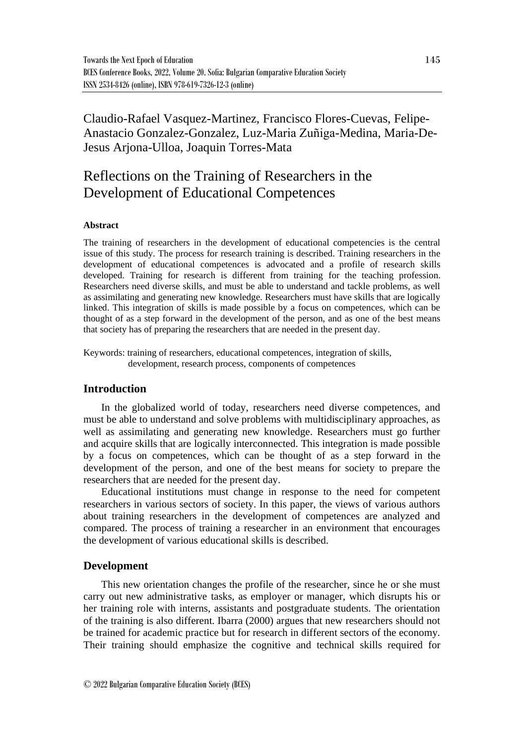Claudio-Rafael Vasquez-Martinez, Francisco Flores-Cuevas, Felipe-Anastacio Gonzalez-Gonzalez, Luz-Maria Zuñiga-Medina, Maria-De-Jesus Arjona-Ulloa, Joaquin Torres-Mata

# Reflections on the Training of Researchers in the Development of Educational Competences

### Abstract

The training of researchers in the development of educational competencies is the central issue of this study. The process for research training is described. Training researchers in the development of educational competences is advocated and a profile of research skills developed. Training for research is different from training for the teaching profession. Researchers need diverse skills, and must be able to understand and tackle problems, as well as assimilating and generating new knowledge. Researchers must have skills that are logically linked. This integration of skills is made possible by a focus on competences, which can be thought of as a step forward in the development of the person, and as one of the best means that society has of preparing the researchers that are needed in the present day.

Keywords: training of researchers, educational competences, integration of skills, development, research process, components of competences

## Introduction

In the globalized world of today, researchers need diverse competences, and must be able to understand and solve problems with multidisciplinary approaches, as well as assimilating and generating new knowledge. Researchers must go further and acquire skills that are logically interconnected. This integration is made possible by a focus on competences, which can be thought of as a step forward in the development of the person, and one of the best means for society to prepare the researchers that are needed for the present day.

Educational institutions must change in response to the need for competent researchers in various sectors of society. In this paper, the views of various authors about training researchers in the development of competences are analyzed and compared. The process of training a researcher in an environment that encourages the development of various educational skills is described.

## Development

This new orientation changes the profile of the researcher, since he or she must carry out new administrative tasks, as employer or manager, which disrupts his or her training role with interns, assistants and postgraduate students. The orientation of the training is also different. Ibarra (2000) argues that new researchers should not be trained for academic practice but for research in different sectors of the economy. Their training should emphasize the cognitive and technical skills required for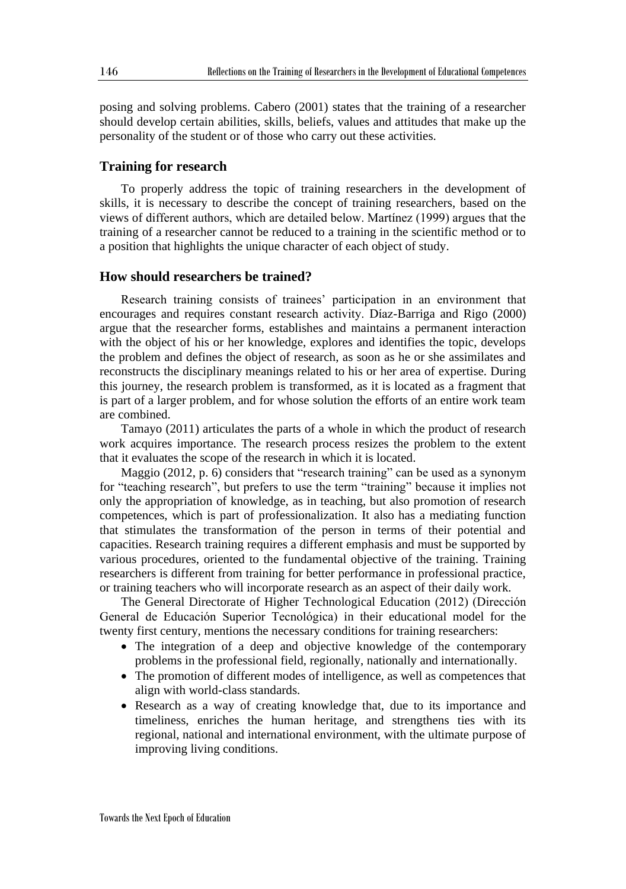posing and solving problems. Cabero (2001) states that the training of a researcher should develop certain abilities, skills, beliefs, values and attitudes that make up the personality of the student or of those who carry out these activities.

## Training for research

To properly address the topic of training researchers in the development of skills, it is necessary to describe the concept of training researchers, based on the views of different authors, which are detailed below. Martínez (1999) argues that the training of a researcher cannot be reduced to a training in the scientific method or to a position that highlights the unique character of each object of study.

## How should researchers be trained?

Research training consists of trainees' participation in an environment that encourages and requires constant research activity. Díaz-Barriga and Rigo (2000) argue that the researcher forms, establishes and maintains a permanent interaction with the object of his or her knowledge, explores and identifies the topic, develops the problem and defines the object of research, as soon as he or she assimilates and reconstructs the disciplinary meanings related to his or her area of expertise. During this journey, the research problem is transformed, as it is located as a fragment that is part of a larger problem, and for whose solution the efforts of an entire work team are combined.

Tamayo (2011) articulates the parts of a whole in which the product of research work acquires importance. The research process resizes the problem to the extent that it evaluates the scope of the research in which it is located.

Maggio (2012, p. 6) considers that "research training" can be used as a synonym for "teaching research", but prefers to use the term "training" because it implies not only the appropriation of knowledge, as in teaching, but also promotion of research competences, which is part of professionalization. It also has a mediating function that stimulates the transformation of the person in terms of their potential and capacities. Research training requires a different emphasis and must be supported by various procedures, oriented to the fundamental objective of the training. Training researchers is different from training for better performance in professional practice, or training teachers who will incorporate research as an aspect of their daily work.

The General Directorate of Higher Technological Education (2012) (Dirección General de Educación Superior Tecnológica) in their educational model for the twenty first century, mentions the necessary conditions for training researchers:

- The integration of a deep and objective knowledge of the contemporary problems in the professional field, regionally, nationally and internationally.
- The promotion of different modes of intelligence, as well as competences that align with world-class standards.
- Research as a way of creating knowledge that, due to its importance and timeliness, enriches the human heritage, and strengthens ties with its regional, national and international environment, with the ultimate purpose of improving living conditions.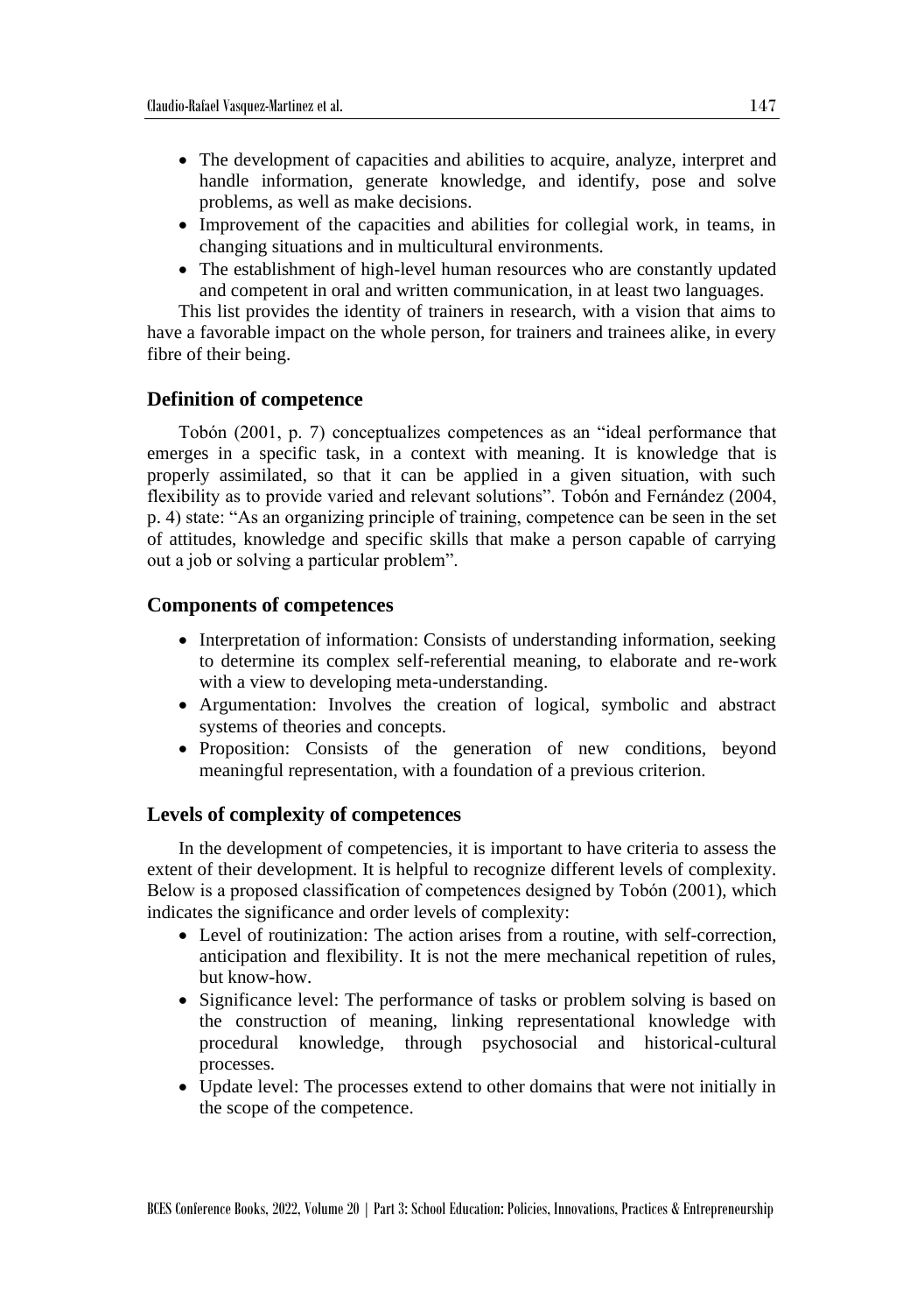- The development of capacities and abilities to acquire, analyze, interpret and handle information, generate knowledge, and identify, pose and solve problems, as well as make decisions.
- Improvement of the capacities and abilities for collegial work, in teams, in changing situations and in multicultural environments.
- The establishment of high-level human resources who are constantly updated and competent in oral and written communication, in at least two languages.

This list provides the identity of trainers in research, with a vision that aims to have a favorable impact on the whole person, for trainers and trainees alike, in every fibre of their being.

### Definition of competence

Tobón (2001, p. 7) conceptualizes competences as an "ideal performance that emerges in a specific task, in a context with meaning. It is knowledge that is properly assimilated, so that it can be applied in a given situation, with such flexibility as to provide varied and relevant solutions". Tobón and Fernández (2004, p. 4) state: "As an organizing principle of training, competence can be seen in the set of attitudes, knowledge and specific skills that make a person capable of carrying out a job or solving a particular problem".

### Components of competences

- Interpretation of information: Consists of understanding information, seeking to determine its complex self-referential meaning, to elaborate and re-work with a view to developing meta-understanding.
- Argumentation: Involves the creation of logical, symbolic and abstract systems of theories and concepts.
- Proposition: Consists of the generation of new conditions, beyond meaningful representation, with a foundation of a previous criterion.

### Levels of complexity of competences

In the development of competencies, it is important to have criteria to assess the extent of their development. It is helpful to recognize different levels of complexity. Below is a proposed classification of competences designed by Tobón (2001), which indicates the significance and order levels of complexity:

- Level of routinization: The action arises from a routine, with self-correction, anticipation and flexibility. It is not the mere mechanical repetition of rules, but know-how.
- Significance level: The performance of tasks or problem solving is based on the construction of meaning, linking representational knowledge with procedural knowledge, through psychosocial and historical-cultural processes.
- Update level: The processes extend to other domains that were not initially in the scope of the competence.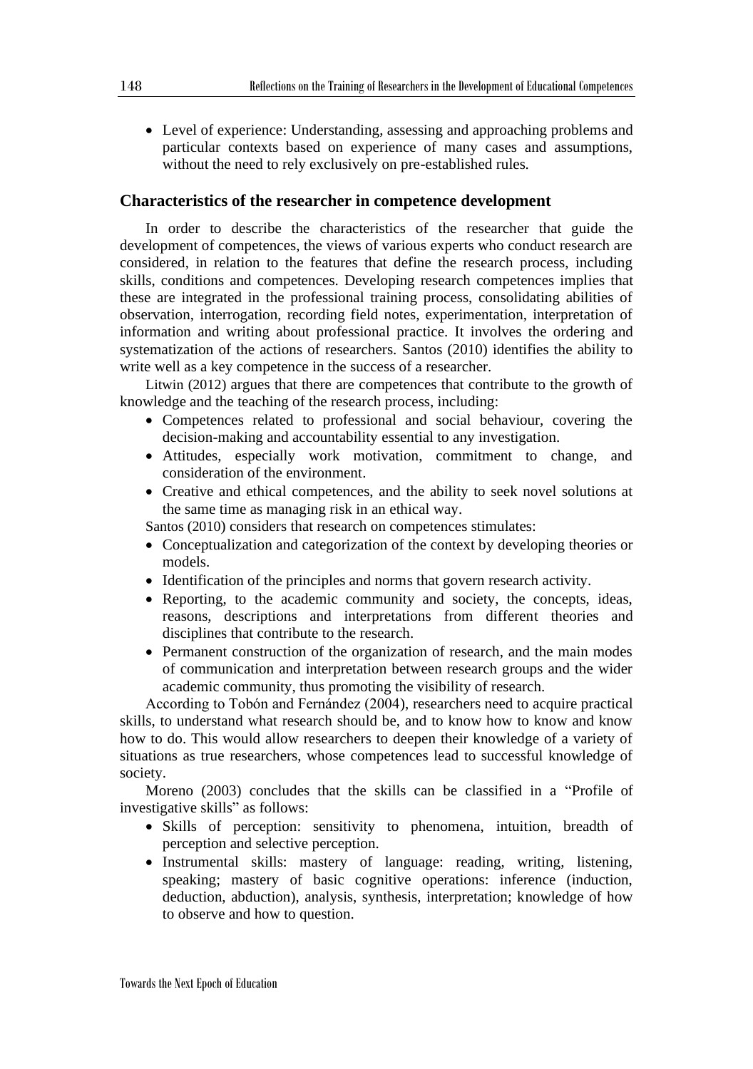- Level of experience: Understanding, assessing and approaching problems and particular contexts based on experience of many cases and assumptions, without the need to rely exclusively on pre-established rules.

## Characteristics of the researcher in competence development

In order to describe the characteristics of the researcher that guide the development of competences, the views of various experts who conduct research are considered, in relation to the features that define the research process, including skills, conditions and competences. Developing research competences implies that these are integrated in the professional training process, consolidating abilities of observation, interrogation, recording field notes, experimentation, interpretation of information and writing about professional practice. It involves the ordering and systematization of the actions of researchers. Santos (2010) identifies the ability to write well as a key competence in the success of a researcher.

Litwin (2012) argues that there are competences that contribute to the growth of knowledge and the teaching of the research process, including:

- Competences related to professional and social behaviour, covering the decision-making and accountability essential to any investigation.
- Attitudes, especially work motivation, commitment to change, and consideration of the environment.
- Creative and ethical competences, and the ability to seek novel solutions at the same time as managing risk in an ethical way.

Santos (2010) considers that research on competences stimulates:

- Conceptualization and categorization of the context by developing theories or models.
- Identification of the principles and norms that govern research activity.
- Reporting, to the academic community and society, the concepts, ideas, reasons, descriptions and interpretations from different theories and disciplines that contribute to the research.
- Permanent construction of the organization of research, and the main modes of communication and interpretation between research groups and the wider academic community, thus promoting the visibility of research.

According to Tobón and Fernández (2004), researchers need to acquire practical skills, to understand what research should be, and to know how to know and know how to do. This would allow researchers to deepen their knowledge of a variety of situations as true researchers, whose competences lead to successful knowledge of society.

Moreno (2003) concludes that the skills can be classified in a "Profile of investigative skills" as follows:

- Skills of perception: sensitivity to phenomena, intuition, breadth of perception and selective perception.
- Instrumental skills: mastery of language: reading, writing, listening, speaking; mastery of basic cognitive operations: inference (induction, deduction, abduction), analysis, synthesis, interpretation; knowledge of how to observe and how to question.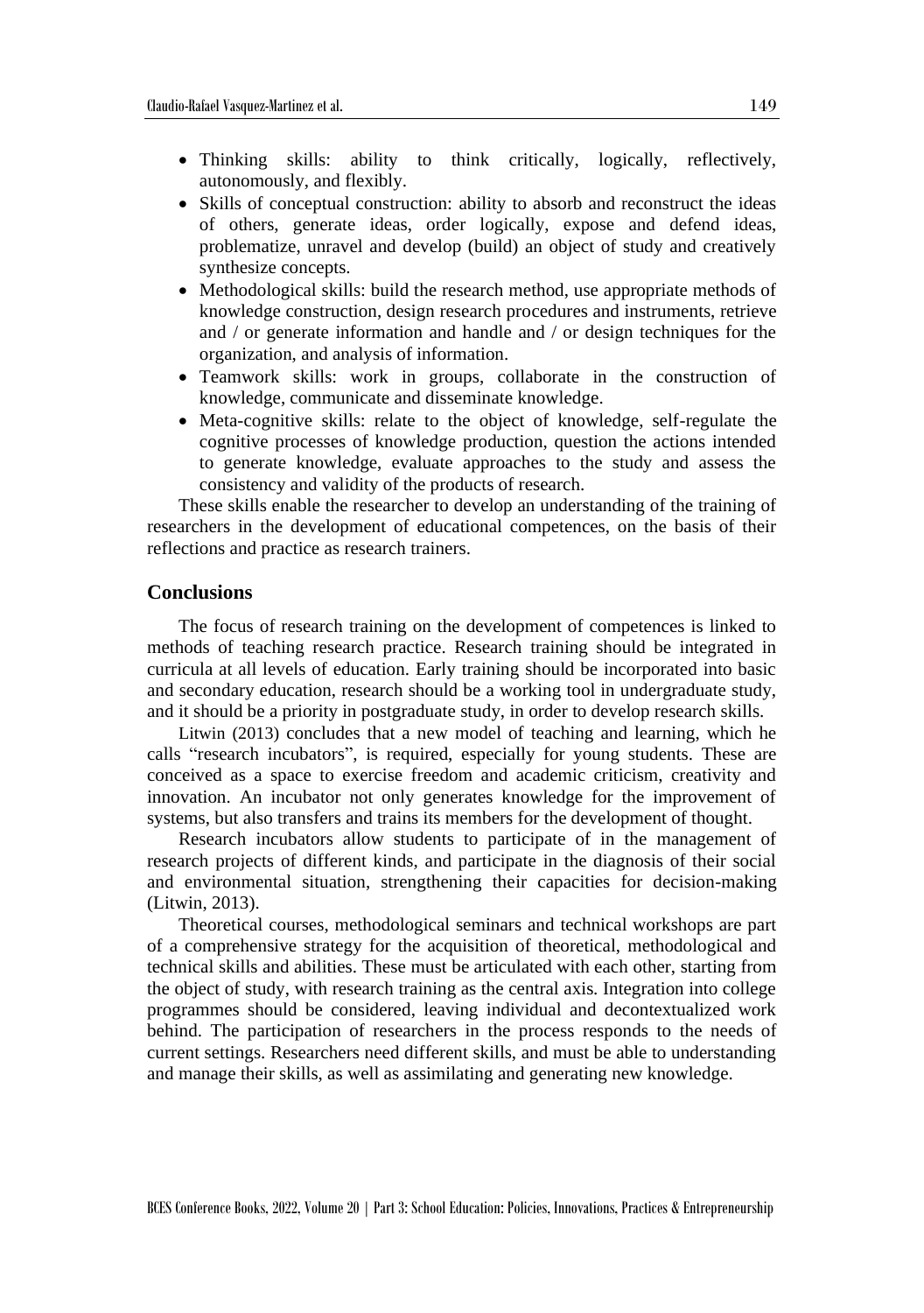- Thinking skills: ability to think critically, logically, reflectively, autonomously, and flexibly.
- Skills of conceptual construction: ability to absorb and reconstruct the ideas of others, generate ideas, order logically, expose and defend ideas, problematize, unravel and develop (build) an object of study and creatively synthesize concepts.
- Methodological skills: build the research method, use appropriate methods of knowledge construction, design research procedures and instruments, retrieve and / or generate information and handle and / or design techniques for the organization, and analysis of information.
- Teamwork skills: work in groups, collaborate in the construction of knowledge, communicate and disseminate knowledge.
- Meta-cognitive skills: relate to the object of knowledge, self-regulate the cognitive processes of knowledge production, question the actions intended to generate knowledge, evaluate approaches to the study and assess the consistency and validity of the products of research.

These skills enable the researcher to develop an understanding of the training of researchers in the development of educational competences, on the basis of their reflections and practice as research trainers.

## Conclusions

The focus of research training on the development of competences is linked to methods of teaching research practice. Research training should be integrated in curricula at all levels of education. Early training should be incorporated into basic and secondary education, research should be a working tool in undergraduate study, and it should be a priority in postgraduate study, in order to develop research skills.

Litwin (2013) concludes that a new model of teaching and learning, which he calls "research incubators", is required, especially for young students. These are conceived as a space to exercise freedom and academic criticism, creativity and innovation. An incubator not only generates knowledge for the improvement of systems, but also transfers and trains its members for the development of thought.

Research incubators allow students to participate of in the management of research projects of different kinds, and participate in the diagnosis of their social and environmental situation, strengthening their capacities for decision-making (Litwin, 2013).

Theoretical courses, methodological seminars and technical workshops are part of a comprehensive strategy for the acquisition of theoretical, methodological and technical skills and abilities. These must be articulated with each other, starting from the object of study, with research training as the central axis. Integration into college programmes should be considered, leaving individual and decontextualized work behind. The participation of researchers in the process responds to the needs of current settings. Researchers need different skills, and must be able to understanding and manage their skills, as well as assimilating and generating new knowledge.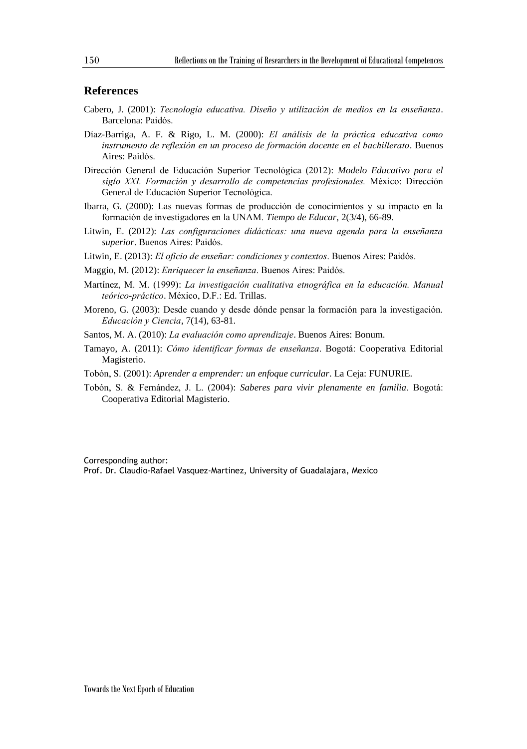## References

Cabero, J. (2001): *Tecnología educativa. Diseño y utilización de medios en la enseñanza*. Barcelona: Paidós.

Díaz-Barriga, A. F. & Rigo, L. M. (2000): *El análisis de la práctica educativa como instrumento de reflexión en un proceso de formación docente en el bachillerato*. Buenos Aires: Paidós.

Dirección General de Educación Superior Tecnológica (2012): *Modelo Educativo para el siglo XXI. Formación y desarrollo de competencias profesionales.* México: Dirección General de Educación Superior Tecnológica.

Ibarra, G. (2000): Las nuevas formas de producción de conocimientos y su impacto en la formación de investigadores en la UNAM. *Tiempo de Educar*, 2(3/4), 66-89.

Litwin, E. (2012): *Las configuraciones didácticas: una nueva agenda para la enseñanza superior*. Buenos Aires: Paidós.

Litwin, E. (2013): *El oficio de enseñar: condiciones y contextos*. Buenos Aires: Paidós.

Maggio, M. (2012): *Enriquecer la enseñanza*. Buenos Aires: Paidós.

Martínez, M. M. (1999): *La investigación cualitativa etnográfica en la educación. Manual teórico-práctico*. México, D.F.: Ed. Trillas.

Moreno, G. (2003): Desde cuando y desde dónde pensar la formación para la investigación. *Educación y Ciencia*, 7(14), 63-81.

Santos, M. A. (2010): *La evaluación como aprendizaje*. Buenos Aires: Bonum.

Tamayo, A. (2011): *Cómo identificar formas de enseñanza*. Bogotá: Cooperativa Editorial Magisterio.

Tobón, S. (2001): *Aprender a emprender: un enfoque curricular*. La Ceja: FUNURIE.

Tobón, S. & Fernández, J. L. (2004): *Saberes para vivir plenamente en familia*. Bogotá: Cooperativa Editorial Magisterio.

Corresponding author:
Prof. Dr. Claudio-Rafael Vasquez-Martinez, University of Guadalajara, Mexico